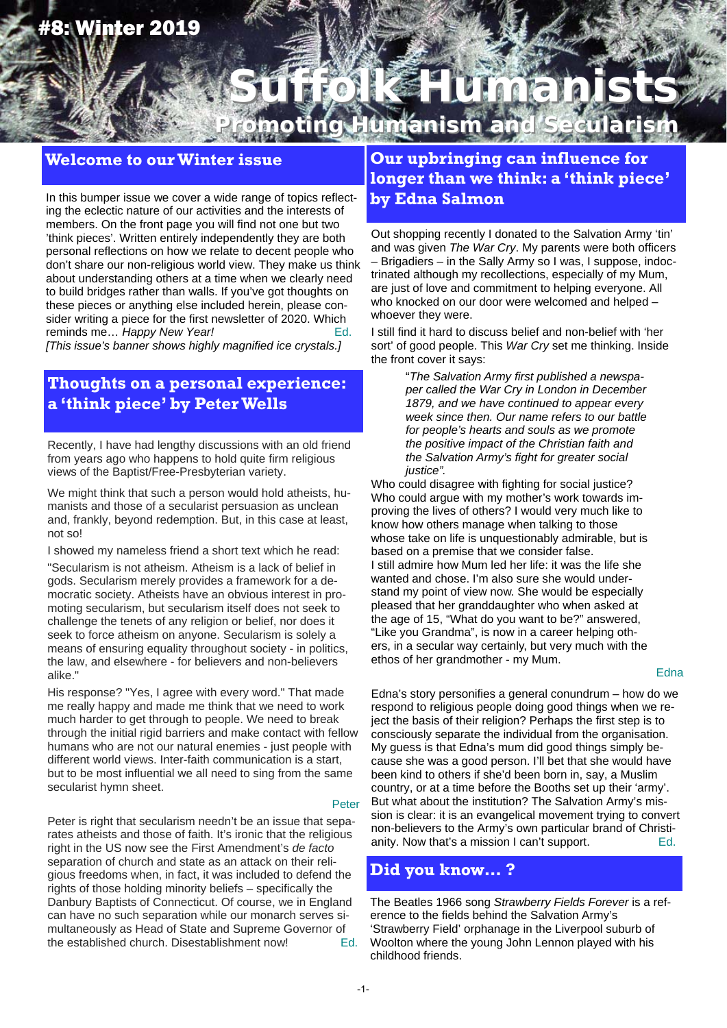#8: Winter 2019

# Suffolk Humanists

**Promoting Humanism and Secularism**

## Welcome to our Winter issue

In this bumper issue we cover a wide range of topics reflecting the eclectic nature of our activities and the interests of members. On the front page you will find not one but two 'think pieces'. Written entirely independently they are both personal reflections on how we relate to decent people who don't share our non-religious world view. They make us think about understanding others at a time when we clearly need to build bridges rather than walls. If you've got thoughts on these pieces or anything else included herein, please consider writing a piece for the first newsletter of 2020. Which reminds me… *Happy New Year!* Ed.

*[This issue's banner shows highly magnified ice crystals.]*

## Thoughts on a personal experience: a 'think piece' by Peter Wells

Recently, I have had lengthy discussions with an old friend from years ago who happens to hold quite firm religious views of the Baptist/Free-Presbyterian variety.

We might think that such a person would hold atheists, humanists and those of a secularist persuasion as unclean and, frankly, beyond redemption. But, in this case at least, not so!

I showed my nameless friend a short text which he read:

"Secularism is not atheism. Atheism is a lack of belief in gods. Secularism merely provides a framework for a democratic society. Atheists have an obvious interest in promoting secularism, but secularism itself does not seek to challenge the tenets of any religion or belief, nor does it seek to force atheism on anyone. Secularism is solely a means of ensuring equality throughout society - in politics, the law, and elsewhere - for believers and non-believers alike."

His response? "Yes, I agree with every word." That made me really happy and made me think that we need to work much harder to get through to people. We need to break through the initial rigid barriers and make contact with fellow humans who are not our natural enemies - just people with different world views. Inter-faith communication is a start, but to be most influential we all need to sing from the same secularist hymn sheet.

Peter

Peter is right that secularism needn't be an issue that separates atheists and those of faith. It's ironic that the religious right in the US now see the First Amendment's *de facto* separation of church and state as an attack on their religious freedoms when, in fact, it was included to defend the rights of those holding minority beliefs – specifically the Danbury Baptists of Connecticut. Of course, we in England can have no such separation while our monarch serves simultaneously as Head of State and Supreme Governor of the established church. Disestablishment now! Ed.

## Our upbringing can influence for longer than we think: a 'think piece' by Edna Salmon

Out shopping recently I donated to the Salvation Army 'tin' and was given *The War Cry*. My parents were both officers – Brigadiers – in the Sally Army so I was, I suppose, indoctrinated although my recollections, especially of my Mum, are just of love and commitment to helping everyone. All who knocked on our door were welcomed and helped – whoever they were.

I still find it hard to discuss belief and non-belief with 'her sort' of good people. This *War Cry* set me thinking. Inside the front cover it says:

> "*The Salvation Army first published a newspaper called the War Cry in London in December 1879, and we have continued to appear every week since then. Our name refers to our battle for people's hearts and souls as we promote the positive impact of the Christian faith and the Salvation Army's fight for greater social justice".*

Who could disagree with fighting for social justice? Who could argue with my mother's work towards improving the lives of others? I would very much like to know how others manage when talking to those whose take on life is unquestionably admirable, but is based on a premise that we consider false.

I still admire how Mum led her life: it was the life she wanted and chose. I'm also sure she would understand my point of view now. She would be especially pleased that her granddaughter who when asked at the age of 15, "What do you want to be?" answered, "Like you Grandma", is now in a career helping others, in a secular way certainly, but very much with the ethos of her grandmother - my Mum.

Edna

Edna's story personifies a general conundrum – how do we respond to religious people doing good things when we reject the basis of their religion? Perhaps the first step is to consciously separate the individual from the organisation. My guess is that Edna's mum did good things simply because she was a good person. I'll bet that she would have been kind to others if she'd been born in, say, a Muslim country, or at a time before the Booths set up their 'army'. But what about the institution? The Salvation Army's mission is clear: it is an evangelical movement trying to convert non-believers to the Army's own particular brand of Christianity. Now that's a mission I can't support. Ed.

## Did you know… ?

The Beatles 1966 song *Strawberry Fields Forever* is a reference to the fields behind the Salvation Army's 'Strawberry Field' orphanage in the Liverpool suburb of Woolton where the young John Lennon played with his childhood friends.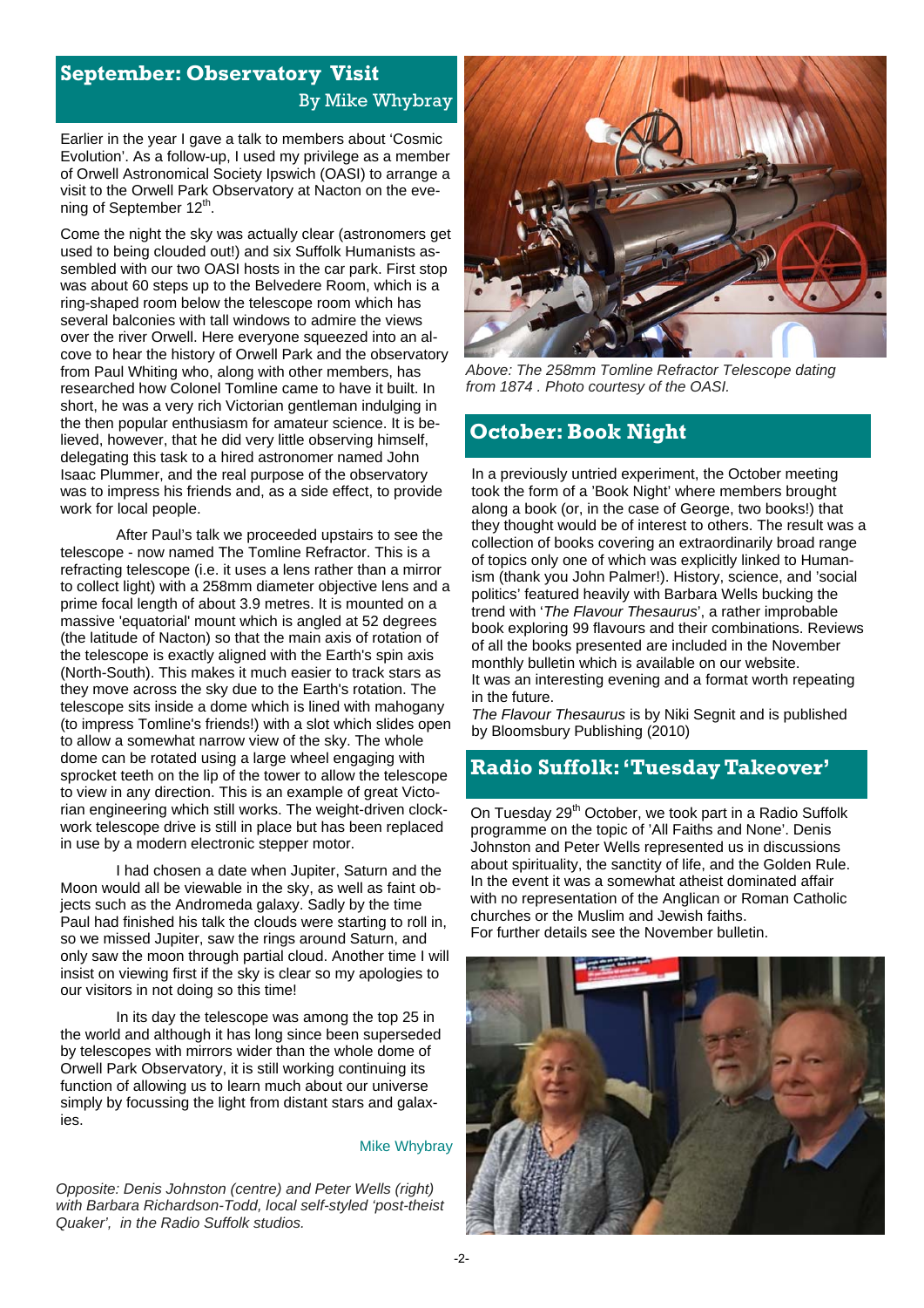## September: Observatory Visit

By Mike Whybray

Earlier in the year I gave a talk to members about 'Cosmic Evolution'. As a follow-up, I used my privilege as a member of Orwell Astronomical Society Ipswich (OASI) to arrange a visit to the Orwell Park Observatory at Nacton on the evening of September 12th.

Come the night the sky was actually clear (astronomers get used to being clouded out!) and six Suffolk Humanists assembled with our two OASI hosts in the car park. First stop was about 60 steps up to the Belvedere Room, which is a ring-shaped room below the telescope room which has several balconies with tall windows to admire the views over the river Orwell. Here everyone squeezed into an alcove to hear the history of Orwell Park and the observatory from Paul Whiting who, along with other members, has researched how Colonel Tomline came to have it built. In short, he was a very rich Victorian gentleman indulging in the then popular enthusiasm for amateur science. It is believed, however, that he did very little observing himself, delegating this task to a hired astronomer named John Isaac Plummer, and the real purpose of the observatory was to impress his friends and, as a side effect, to provide work for local people.

After Paul's talk we proceeded upstairs to see the telescope - now named The Tomline Refractor. This is a refracting telescope (i.e. it uses a lens rather than a mirror to collect light) with a 258mm diameter objective lens and a prime focal length of about 3.9 metres. It is mounted on a massive 'equatorial' mount which is angled at 52 degrees (the latitude of Nacton) so that the main axis of rotation of the telescope is exactly aligned with the Earth's spin axis (North-South). This makes it much easier to track stars as they move across the sky due to the Earth's rotation. The telescope sits inside a dome which is lined with mahogany (to impress Tomline's friends!) with a slot which slides open to allow a somewhat narrow view of the sky. The whole dome can be rotated using a large wheel engaging with sprocket teeth on the lip of the tower to allow the telescope to view in any direction. This is an example of great Victorian engineering which still works. The weight-driven clockwork telescope drive is still in place but has been replaced in use by a modern electronic stepper motor.

I had chosen a date when Jupiter, Saturn and the Moon would all be viewable in the sky, as well as faint objects such as the Andromeda galaxy. Sadly by the time Paul had finished his talk the clouds were starting to roll in, so we missed Jupiter, saw the rings around Saturn, and only saw the moon through partial cloud. Another time I will insist on viewing first if the sky is clear so my apologies to our visitors in not doing so this time!

In its day the telescope was among the top 25 in the world and although it has long since been superseded by telescopes with mirrors wider than the whole dome of Orwell Park Observatory, it is still working continuing its function of allowing us to learn much about our universe simply by focussing the light from distant stars and galaxies.

Mike Whybray

*Opposite: Denis Johnston (centre) and Peter Wells (right) with Barbara Richardson-Todd, local self-styled 'post-theist Quaker', in the Radio Suffolk studios.*

*Above: The 258mm Tomline Refractor Telescope dating from 1874 . Photo courtesy of the OASI.*

## October: Book Night

In a previously untried experiment, the October meeting took the form of a 'Book Night' where members brought along a book (or, in the case of George, two books!) that they thought would be of interest to others. The result was a collection of books covering an extraordinarily broad range of topics only one of which was explicitly linked to Humanism (thank you John Palmer!). History, science, and 'social politics' featured heavily with Barbara Wells bucking the trend with '*The Flavour Thesaurus*', a rather improbable book exploring 99 flavours and their combinations. Reviews of all the books presented are included in the November monthly bulletin which is available on our website.
It was an interesting evening and a format worth repeating in the future.
*The Flavour Thesaurus* is by Niki Segnit and is published by Bloomsbury Publishing (2010)

## Radio Suffolk: 'Tuesday Takeover'

On Tuesday 29th October, we took part in a Radio Suffolk programme on the topic of 'All Faiths and None'. Denis Johnston and Peter Wells represented us in discussions about spirituality, the sanctity of life, and the Golden Rule. In the event it was a somewhat atheist dominated affair with no representation of the Anglican or Roman Catholic churches or the Muslim and Jewish faiths.
For further details see the November bulletin.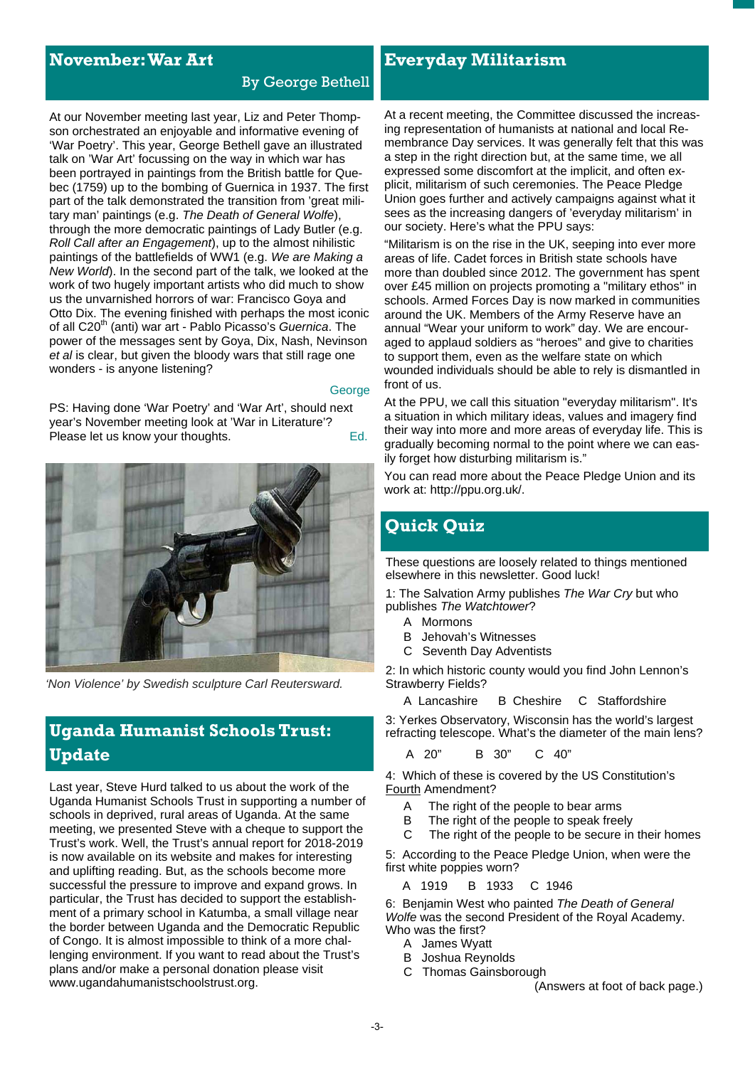## November: War Art

By George Bethell

At our November meeting last year, Liz and Peter Thompson orchestrated an enjoyable and informative evening of 'War Poetry'. This year, George Bethell gave an illustrated talk on 'War Art' focussing on the way in which war has been portrayed in paintings from the British battle for Quebec (1759) up to the bombing of Guernica in 1937. The first part of the talk demonstrated the transition from 'great military man' paintings (e.g. *The Death of General Wolfe*), through the more democratic paintings of Lady Butler (e.g. *Roll Call after an Engagement*), up to the almost nihilistic paintings of the battlefields of WW1 (e.g. *We are Making a New World*). In the second part of the talk, we looked at the work of two hugely important artists who did much to show us the unvarnished horrors of war: Francisco Goya and Otto Dix. The evening finished with perhaps the most iconic of all C20th (anti) war art - Pablo Picasso's *Guernica*. The power of the messages sent by Goya, Dix, Nash, Nevinson *et al* is clear, but given the bloody wars that still rage one wonders - is anyone listening?

George

PS: Having done 'War Poetry' and 'War Art', should next year's November meeting look at 'War in Literature'? Please let us know your thoughts.

Ed.

*'Non Violence' by Swedish sculpture Carl Reutersward.*

## Uganda Humanist Schools Trust: Update

Last year, Steve Hurd talked to us about the work of the Uganda Humanist Schools Trust in supporting a number of schools in deprived, rural areas of Uganda. At the same meeting, we presented Steve with a cheque to support the Trust's work. Well, the Trust's annual report for 2018-2019 is now available on its website and makes for interesting and uplifting reading. But, as the schools become more successful the pressure to improve and expand grows. In particular, the Trust has decided to support the establishment of a primary school in Katumba, a small village near the border between Uganda and the Democratic Republic of Congo. It is almost impossible to think of a more challenging environment. If you want to read about the Trust's plans and/or make a personal donation please visit www.ugandahumanistschoolstrust.org.

## Everyday Militarism

At a recent meeting, the Committee discussed the increasing representation of humanists at national and local Remembrance Day services. It was generally felt that this was a step in the right direction but, at the same time, we all expressed some discomfort at the implicit, and often explicit, militarism of such ceremonies. The Peace Pledge Union goes further and actively campaigns against what it sees as the increasing dangers of 'everyday militarism' in our society. Here's what the PPU says:

"Militarism is on the rise in the UK, seeping into ever more areas of life. Cadet forces in British state schools have more than doubled since 2012. The government has spent over £45 million on projects promoting a "military ethos" in schools. Armed Forces Day is now marked in communities around the UK. Members of the Army Reserve have an annual "Wear your uniform to work" day. We are encouraged to applaud soldiers as "heroes" and give to charities to support them, even as the welfare state on which wounded individuals should be able to rely is dismantled in front of us.

At the PPU, we call this situation "everyday militarism". It's a situation in which military ideas, values and imagery find their way into more and more areas of everyday life. This is gradually becoming normal to the point where we can easily forget how disturbing militarism is."

You can read more about the Peace Pledge Union and its work at: http://ppu.org.uk/.

## Quick Quiz

These questions are loosely related to things mentioned elsewhere in this newsletter. Good luck!

1: The Salvation Army publishes *The War Cry* but who publishes *The Watchtower*?

- A Mormons
- B Jehovah's Witnesses
- C Seventh Day Adventists

2: In which historic county would you find John Lennon's Strawberry Fields?

A Lancashire  B Cheshire  C Staffordshire

3: Yerkes Observatory, Wisconsin has the world's largest refracting telescope. What's the diameter of the main lens?

A 20"  B 30"  C 40"

4: Which of these is covered by the US Constitution's Fourth Amendment?

- A The right of the people to bear arms
- B The right of the people to speak freely
- C The right of the people to be secure in their homes

5: According to the Peace Pledge Union, when were the first white poppies worn?

A 1919  B 1933  C 1946

6: Benjamin West who painted *The Death of General Wolfe* was the second President of the Royal Academy. Who was the first?

- A James Wyatt
- B Joshua Reynolds
- C Thomas Gainsborough

(Answers at foot of back page.)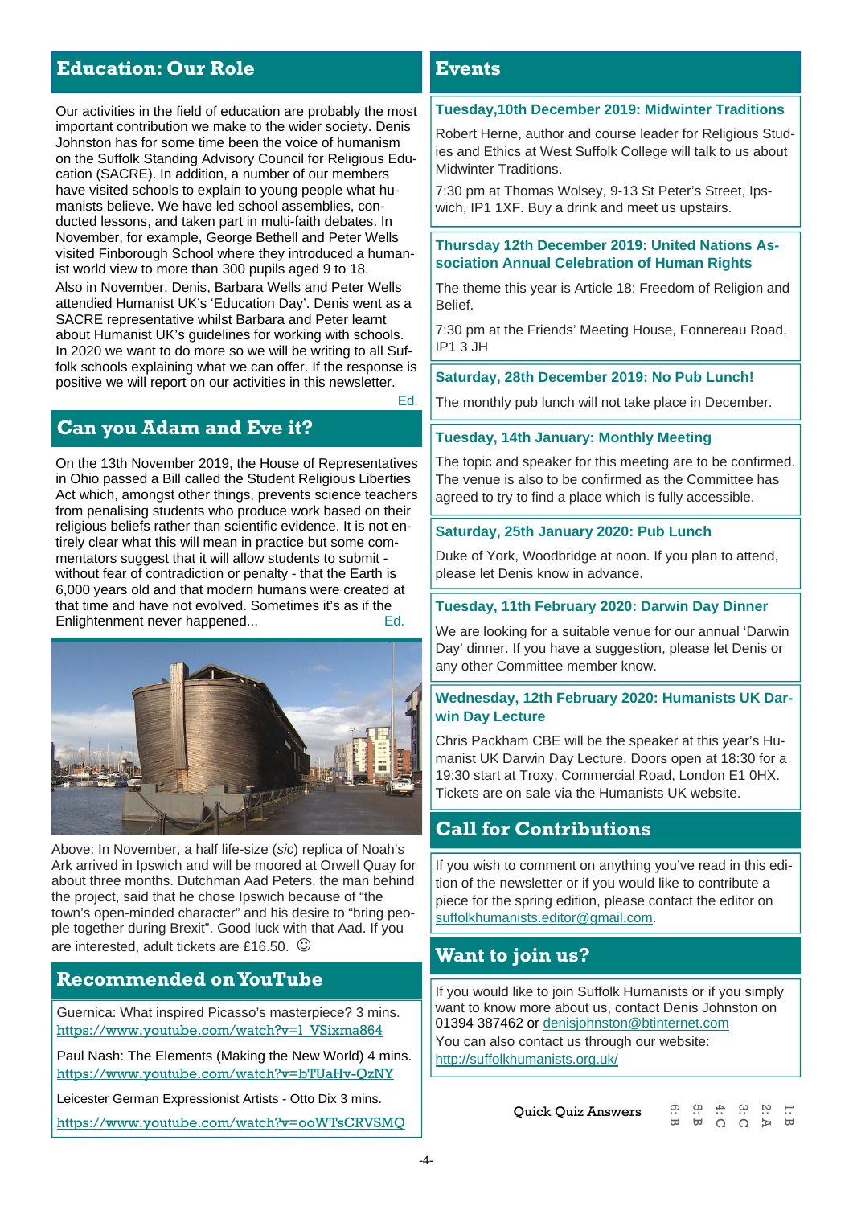## Education: Our Role

Our activities in the field of education are probably the most important contribution we make to the wider society. Denis Johnston has for some time been the voice of humanism on the Suffolk Standing Advisory Council for Religious Education (SACRE). In addition, a number of our members have visited schools to explain to young people what humanists believe. We have led school assemblies, conducted lessons, and taken part in multi-faith debates. In November, for example, George Bethell and Peter Wells visited Finborough School where they introduced a humanist world view to more than 300 pupils aged 9 to 18.

Also in November, Denis, Barbara Wells and Peter Wells attendied Humanist UK's 'Education Day'. Denis went as a SACRE representative whilst Barbara and Peter learnt about Humanist UK's guidelines for working with schools. In 2020 we want to do more so we will be writing to all Suffolk schools explaining what we can offer. If the response is positive we will report on our activities in this newsletter.

Ed.

## Can you Adam and Eve it?

On the 13th November 2019, the House of Representatives in Ohio passed a Bill called the Student Religious Liberties Act which, amongst other things, prevents science teachers from penalising students who produce work based on their religious beliefs rather than scientific evidence. It is not entirely clear what this will mean in practice but some commentators suggest that it will allow students to submit - without fear of contradiction or penalty - that the Earth is 6,000 years old and that modern humans were created at that time and have not evolved. Sometimes it's as if the Enlightenment never happened...

Ed.

Above: In November, a half life-size (*sic*) replica of Noah's Ark arrived in Ipswich and will be moored at Orwell Quay for about three months. Dutchman Aad Peters, the man behind the project, said that he chose Ipswich because of "the town's open-minded character" and his desire to "bring people together during Brexit". Good luck with that Aad. If you are interested, adult tickets are £16.50. ☺

## Recommended on YouTube

Guernica: What inspired Picasso's masterpiece? 3 mins.
https://www.youtube.com/watch?v=l_VSixma864

Paul Nash: The Elements (Making the New World) 4 mins.
https://www.youtube.com/watch?v=bTUaHv-QzNY

Leicester German Expressionist Artists - Otto Dix 3 mins.
https://www.youtube.com/watch?v=ooWTsCRVSMQ

## Events

### Tuesday,10th December 2019: Midwinter Traditions

Robert Herne, author and course leader for Religious Studies and Ethics at West Suffolk College will talk to us about Midwinter Traditions.

7:30 pm at Thomas Wolsey, 9-13 St Peter's Street, Ipswich, IP1 1XF. Buy a drink and meet us upstairs.

### Thursday 12th December 2019: United Nations Association Annual Celebration of Human Rights

The theme this year is Article 18: Freedom of Religion and Belief.

7:30 pm at the Friends' Meeting House, Fonnereau Road, IP1 3 JH

### Saturday, 28th December 2019: No Pub Lunch!

The monthly pub lunch will not take place in December.

### Tuesday, 14th January: Monthly Meeting

The topic and speaker for this meeting are to be confirmed. The venue is also to be confirmed as the Committee has agreed to try to find a place which is fully accessible.

### Saturday, 25th January 2020: Pub Lunch

Duke of York, Woodbridge at noon. If you plan to attend, please let Denis know in advance.

### Tuesday, 11th February 2020: Darwin Day Dinner

We are looking for a suitable venue for our annual 'Darwin Day' dinner. If you have a suggestion, please let Denis or any other Committee member know.

### Wednesday, 12th February 2020: Humanists UK Darwin Day Lecture

Chris Packham CBE will be the speaker at this year's Humanist UK Darwin Day Lecture. Doors open at 18:30 for a 19:30 start at Troxy, Commercial Road, London E1 0HX. Tickets are on sale via the Humanists UK website.

## Call for Contributions

If you wish to comment on anything you've read in this edition of the newsletter or if you would like to contribute a piece for the spring edition, please contact the editor on suffolkhumanists.editor@gmail.com.

## Want to join us?

If you would like to join Suffolk Humanists or if you simply want to know more about us, contact Denis Johnston on 01394 387462 or denisjohnston@btinternet.com

You can also contact us through our website: http://suffolkhumanists.org.uk/

Quick Quiz Answers

1: B
2: A
3: C
4: C
5: B
6: B